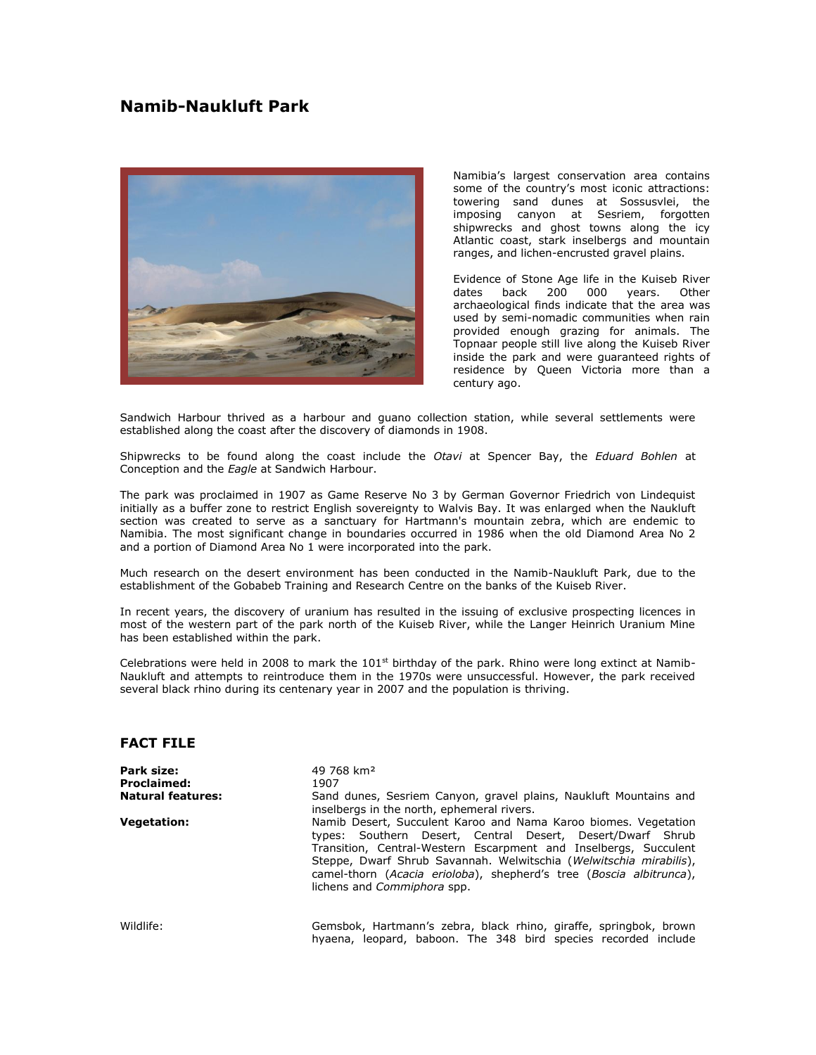# Namib-Naukluft Park

Namibia's largest conservation area contains some of the country's most iconic attractions: towering sand dunes at Sossusvlei, the imposing canyon at Sesriem, forgotten shipwrecks and ghost towns along the icy Atlantic coast, stark inselbergs and mountain ranges, and lichen-encrusted gravel plains.

Evidence of Stone Age life in the Kuiseb River dates back 200 000 years. Other archaeological finds indicate that the area was used by semi-nomadic communities when rain provided enough grazing for animals. The Topnaar people still live along the Kuiseb River inside the park and were guaranteed rights of residence by Queen Victoria more than a century ago.

Sandwich Harbour thrived as a harbour and guano collection station, while several settlements were established along the coast after the discovery of diamonds in 1908.

Shipwrecks to be found along the coast include the *Otavi* at Spencer Bay, the *Eduard Bohlen* at Conception and the *Eagle* at Sandwich Harbour.

The park was proclaimed in 1907 as Game Reserve No 3 by German Governor Friedrich von Lindequist initially as a buffer zone to restrict English sovereignty to Walvis Bay. It was enlarged when the Naukluft section was created to serve as a sanctuary for Hartmann's mountain zebra, which are endemic to Namibia. The most significant change in boundaries occurred in 1986 when the old Diamond Area No 2 and a portion of Diamond Area No 1 were incorporated into the park.

Much research on the desert environment has been conducted in the Namib-Naukluft Park, due to the establishment of the Gobabeb Training and Research Centre on the banks of the Kuiseb River.

In recent years, the discovery of uranium has resulted in the issuing of exclusive prospecting licences in most of the western part of the park north of the Kuiseb River, while the Langer Heinrich Uranium Mine has been established within the park.

Celebrations were held in 2008 to mark the 101st birthday of the park. Rhino were long extinct at Namib-Naukluft and attempts to reintroduce them in the 1970s were unsuccessful. However, the park received several black rhino during its centenary year in 2007 and the population is thriving.

## FACT FILE

**Park size:** 49 768 km²

**Proclaimed:** 1907

**Natural features:** Sand dunes, Sesriem Canyon, gravel plains, Naukluft Mountains and inselbergs in the north, ephemeral rivers.

**Vegetation:** Namib Desert, Succulent Karoo and Nama Karoo biomes. Vegetation types: Southern Desert, Central Desert, Desert/Dwarf Shrub Transition, Central-Western Escarpment and Inselbergs, Succulent Steppe, Dwarf Shrub Savannah. Welwitschia (*Welwitschia mirabilis*), camel-thorn (*Acacia erioloba*), shepherd's tree (*Boscia albitrunca*), lichens and *Commiphora* spp.

Wildlife: Gemsbok, Hartmann's zebra, black rhino, giraffe, springbok, brown hyaena, leopard, baboon. The 348 bird species recorded include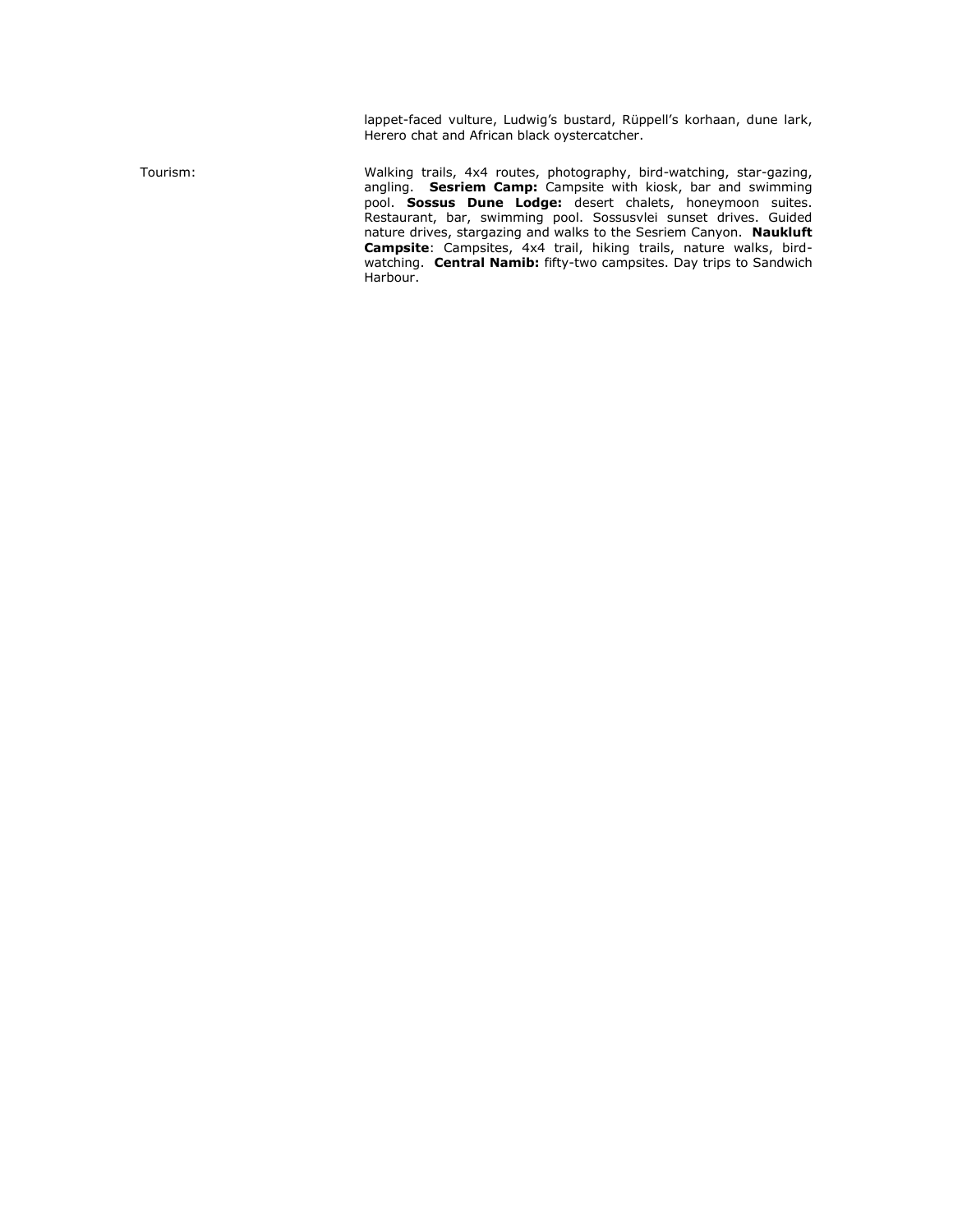lappet-faced vulture, Ludwig's bustard, Rüppell's korhaan, dune lark, Herero chat and African black oystercatcher.

Tourism: Walking trails, 4x4 routes, photography, bird-watching, star-gazing, angling. **Sesriem Camp:** Campsite with kiosk, bar and swimming pool. **Sossus Dune Lodge:** desert chalets, honeymoon suites. Restaurant, bar, swimming pool. Sossusvlei sunset drives. Guided nature drives, stargazing and walks to the Sesriem Canyon. **Naukluft Campsite**: Campsites, 4x4 trail, hiking trails, nature walks, bird-watching. **Central Namib:** fifty-two campsites. Day trips to Sandwich Harbour.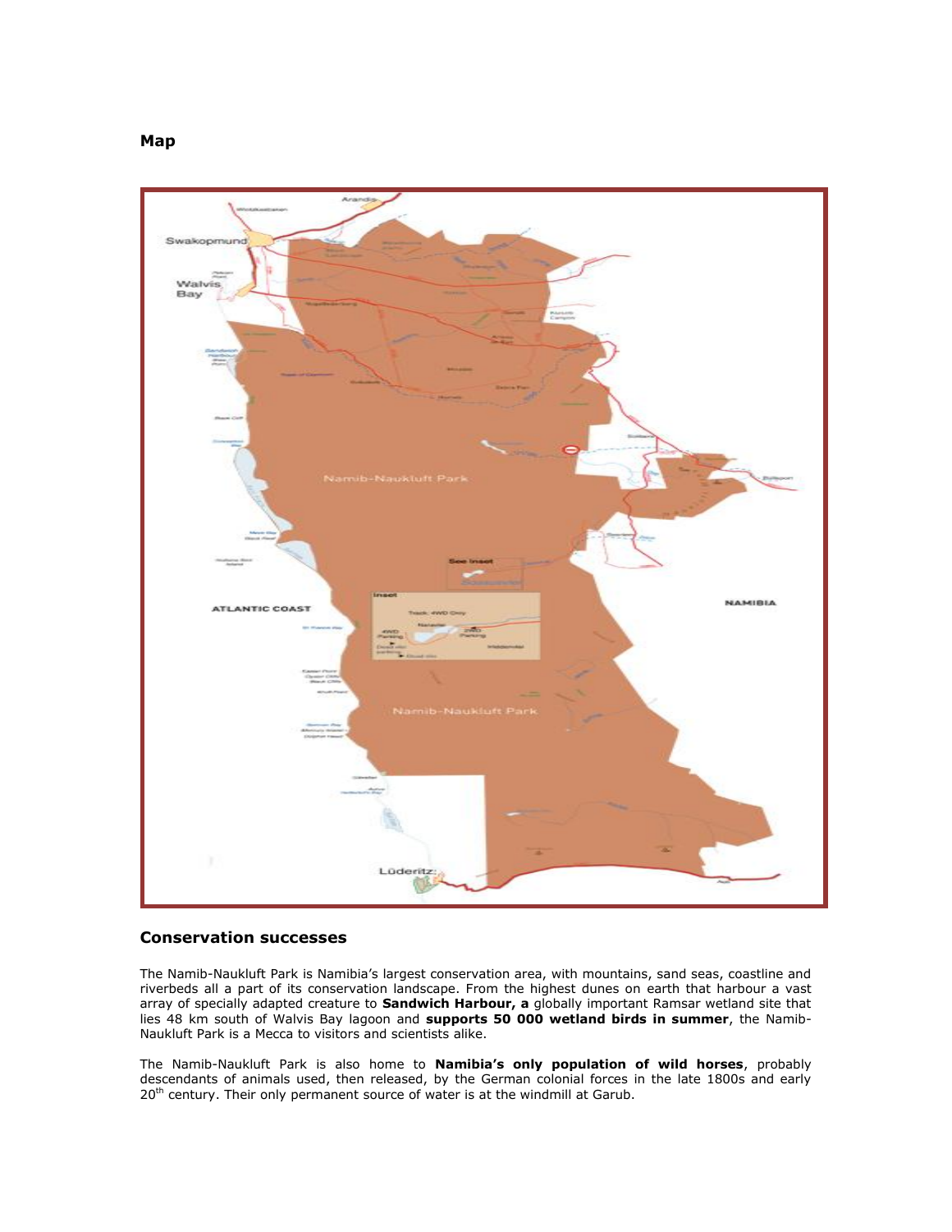**Map**

**Conservation successes**

The Namib-Naukluft Park is Namibia's largest conservation area, with mountains, sand seas, coastline and riverbeds all a part of its conservation landscape. From the highest dunes on earth that harbour a vast array of specially adapted creature to **Sandwich Harbour, a** globally important Ramsar wetland site that lies 48 km south of Walvis Bay lagoon and **supports 50 000 wetland birds in summer**, the Namib-Naukluft Park is a Mecca to visitors and scientists alike.

The Namib-Naukluft Park is also home to **Namibia's only population of wild horses**, probably descendants of animals used, then released, by the German colonial forces in the late 1800s and early 20th century. Their only permanent source of water is at the windmill at Garub.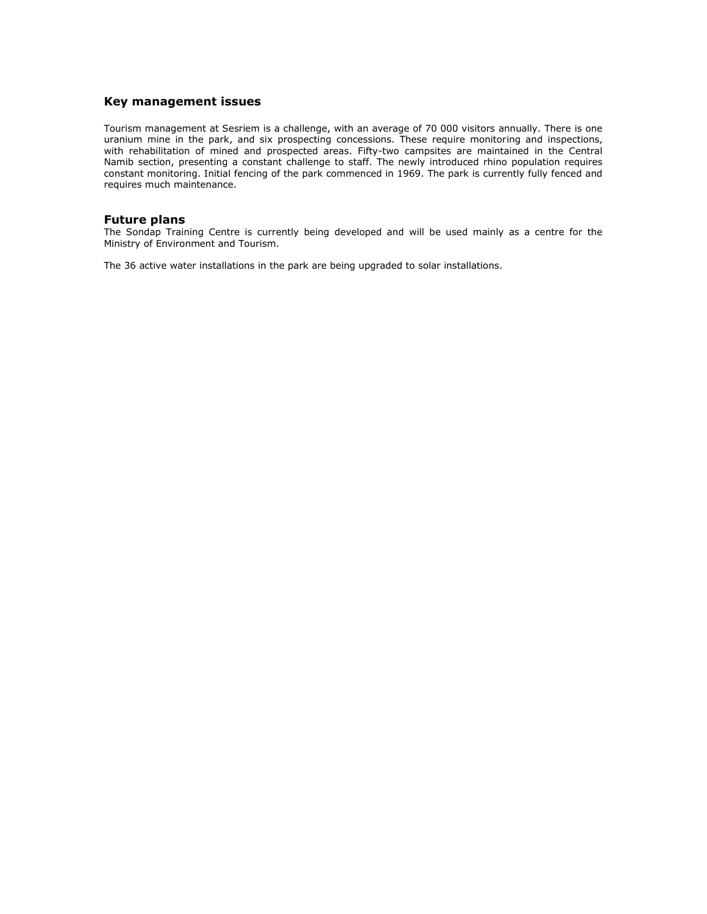## Key management issues

Tourism management at Sesriem is a challenge, with an average of 70 000 visitors annually. There is one uranium mine in the park, and six prospecting concessions. These require monitoring and inspections, with rehabilitation of mined and prospected areas. Fifty-two campsites are maintained in the Central Namib section, presenting a constant challenge to staff. The newly introduced rhino population requires constant monitoring. Initial fencing of the park commenced in 1969. The park is currently fully fenced and requires much maintenance.

## Future plans

The Sondap Training Centre is currently being developed and will be used mainly as a centre for the Ministry of Environment and Tourism.

The 36 active water installations in the park are being upgraded to solar installations.